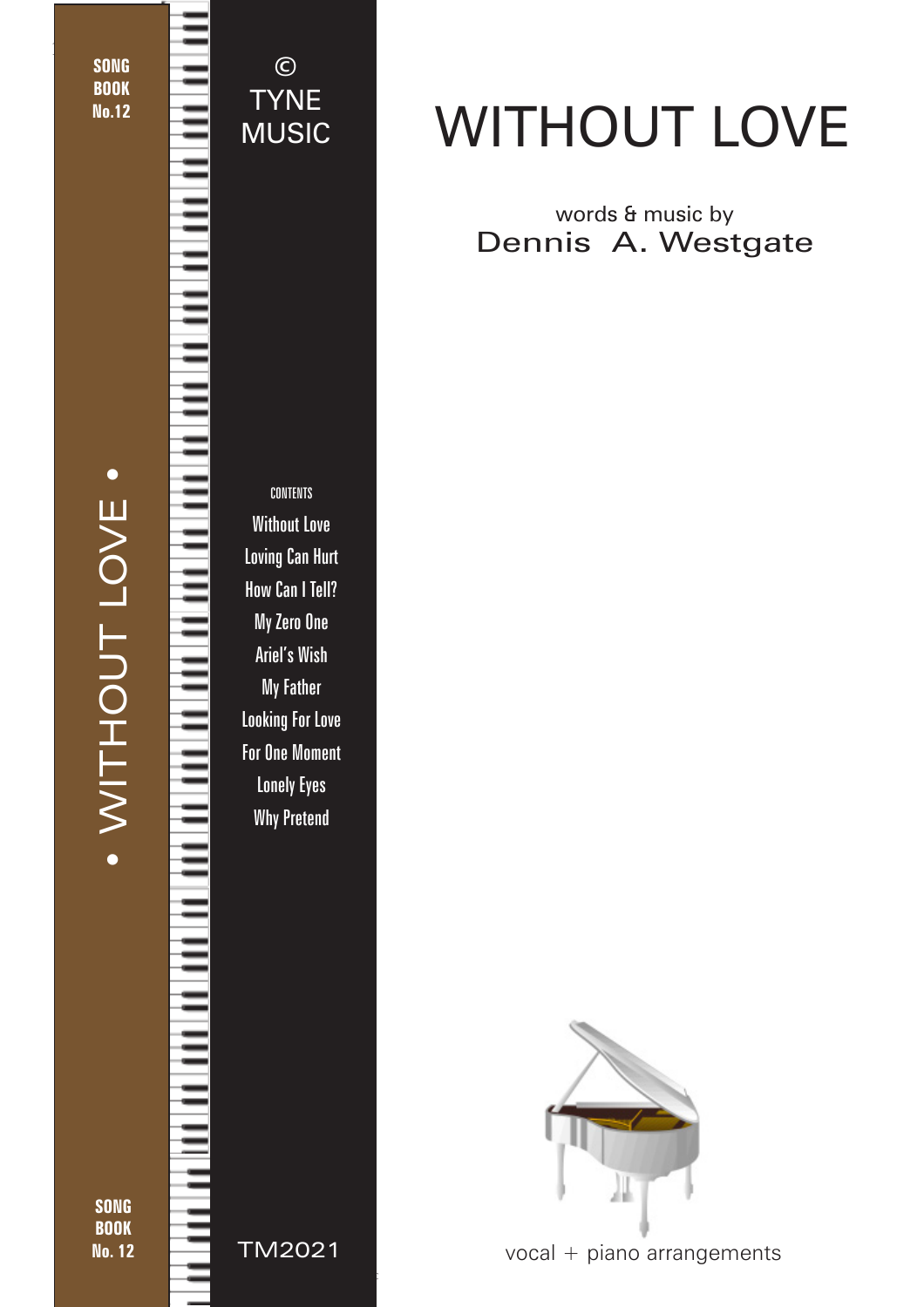# WITHOUT LOVE

words & music by
Dennis A. Westgate

SONG BOOK No.12

© TYNE MUSIC

CONTENTS

- Without Love
- Loving Can Hurt
- How Can I Tell?
- My Zero One
- Ariel's Wish
- My Father
- Looking For Love
- For One Moment
- Lonely Eyes
- Why Pretend

• WITHOUT LOVE •

SONG BOOK No. 12

TM2021

vocal + piano arrangements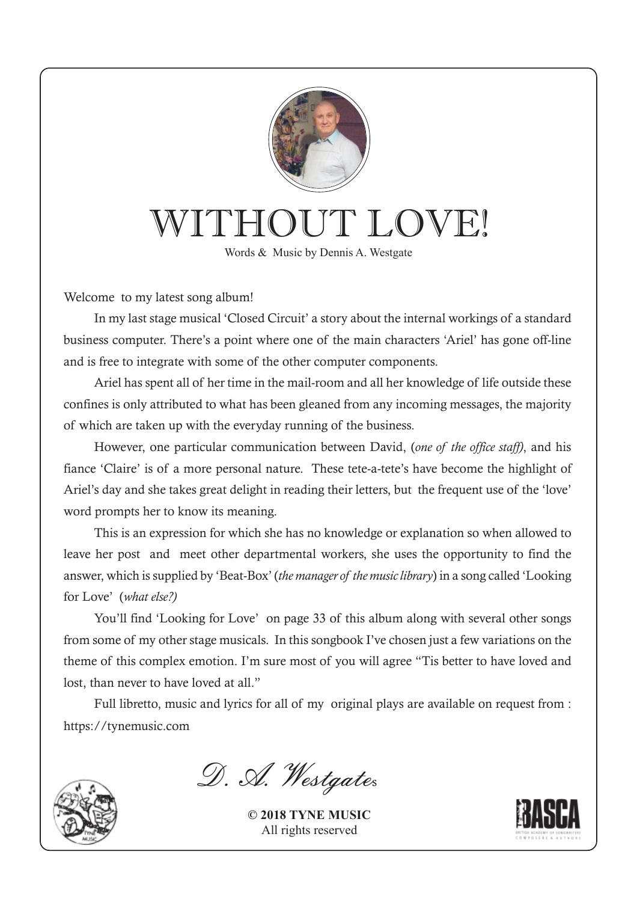# WITHOUT LOVE!

Words & Music by Dennis A. Westgate

Welcome to my latest song album!

In my last stage musical 'Closed Circuit' a story about the internal workings of a standard business computer. There's a point where one of the main characters 'Ariel' has gone off-line and is free to integrate with some of the other computer components.

Ariel has spent all of her time in the mail-room and all her knowledge of life outside these confines is only attributed to what has been gleaned from any incoming messages, the majority of which are taken up with the everyday running of the business.

However, one particular communication between David, (*one of the office staff*), and his fiance 'Claire' is of a more personal nature. These tete-a-tete's have become the highlight of Ariel's day and she takes great delight in reading their letters, but the frequent use of the 'love' word prompts her to know its meaning.

This is an expression for which she has no knowledge or explanation so when allowed to leave her post and meet other departmental workers, she uses the opportunity to find the answer, which is supplied by 'Beat-Box' (*the manager of the music library*) in a song called 'Looking for Love' (*what else?)*

You'll find 'Looking for Love' on page 33 of this album along with several other songs from some of my other stage musicals. In this songbook I've chosen just a few variations on the theme of this complex emotion. I'm sure most of you will agree "Tis better to have loved and lost, than never to have loved at all."

Full libretto, music and lyrics for all of my original plays are available on request from : https://tynemusic.com

*D. A. Westgate*

**© 2018 TYNE MUSIC**
All rights reserved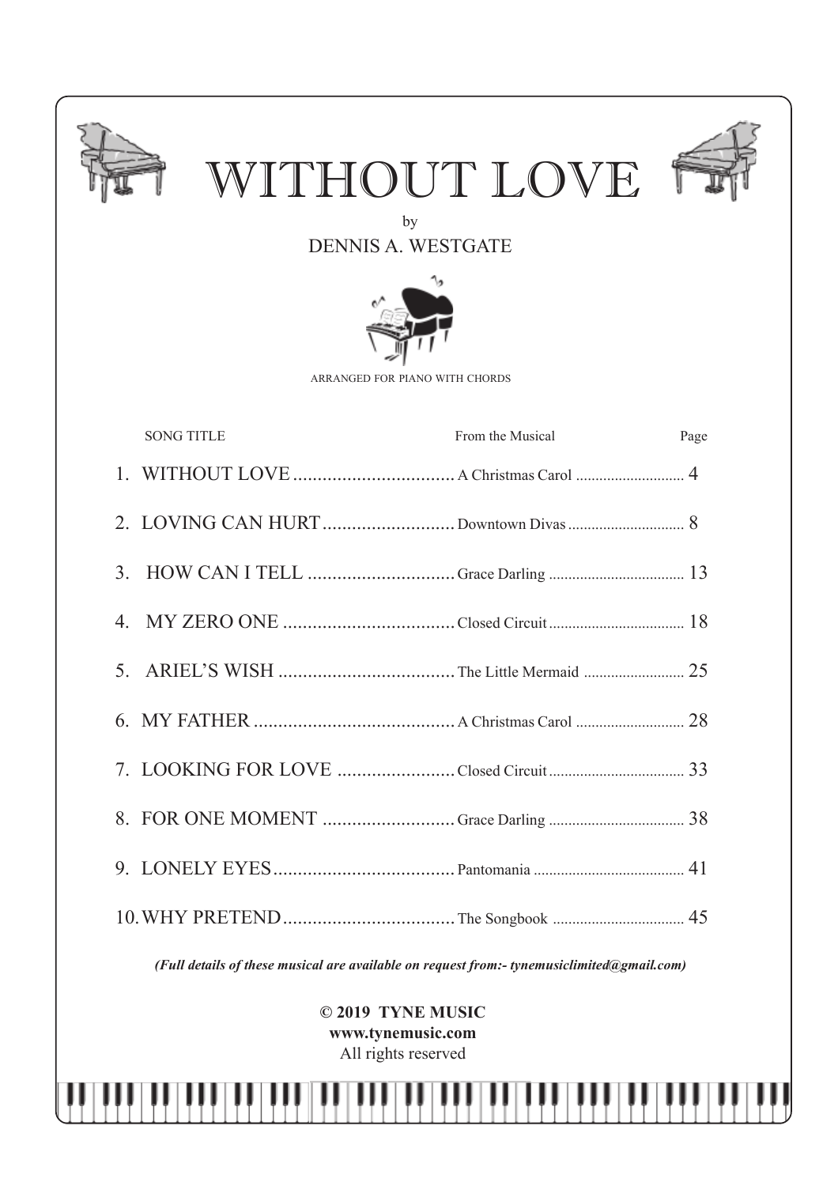# WITHOUT LOVE

by

DENNIS A. WESTGATE

ARRANGED FOR PIANO WITH CHORDS

| | SONG TITLE | From the Musical | Page |
|---|---|---|---|
| 1. | WITHOUT LOVE | A Christmas Carol | 4 |
| 2. | LOVING CAN HURT | Downtown Divas | 8 |
| 3. | HOW CAN I TELL | Grace Darling | 13 |
| 4. | MY ZERO ONE | Closed Circuit | 18 |
| 5. | ARIEL'S WISH | The Little Mermaid | 25 |
| 6. | MY FATHER | A Christmas Carol | 28 |
| 7. | LOOKING FOR LOVE | Closed Circuit | 33 |
| 8. | FOR ONE MOMENT | Grace Darling | 38 |
| 9. | LONELY EYES | Pantomania | 41 |
| 10. | WHY PRETEND | The Songbook | 45 |

***(Full details of these musical are available on request from:- tynemusiclimited@gmail.com)***

**© 2019 TYNE MUSIC**
**www.tynemusic.com**
All rights reserved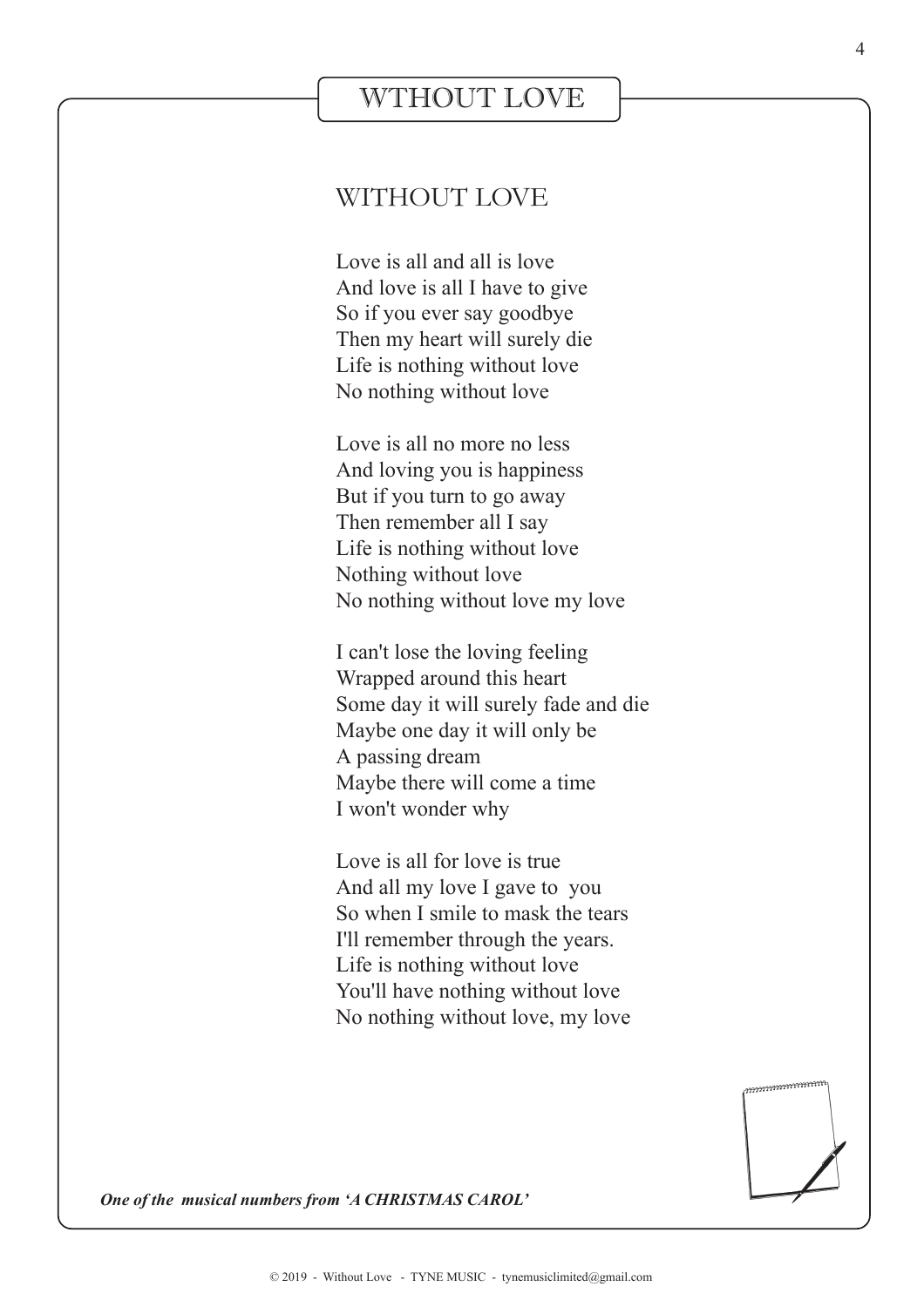# WTHOUT LOVE

## WITHOUT LOVE

Love is all and all is love
And love is all I have to give
So if you ever say goodbye
Then my heart will surely die
Life is nothing without love
No nothing without love

Love is all no more no less
And loving you is happiness
But if you turn to go away
Then remember all I say
Life is nothing without love
Nothing without love
No nothing without love my love

I can't lose the loving feeling
Wrapped around this heart
Some day it will surely fade and die
Maybe one day it will only be
A passing dream
Maybe there will come a time
I won't wonder why

Love is all for love is true
And all my love I gave to you
So when I smile to mask the tears
I'll remember through the years.
Life is nothing without love
You'll have nothing without love
No nothing without love, my love

***One of the musical numbers from 'A CHRISTMAS CAROL'***

© 2019 - Without Love - TYNE MUSIC - tynemusiclimited@gmail.com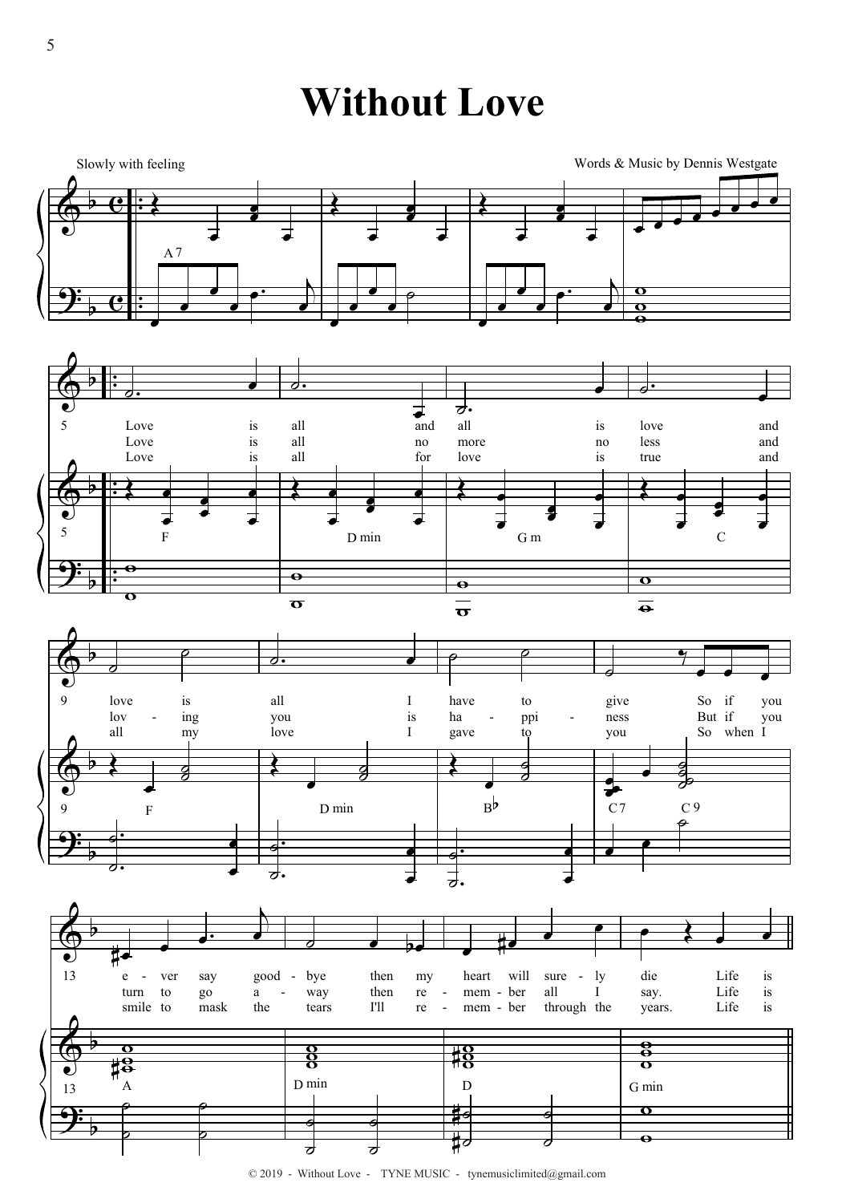# Without Love

Slowly with feeling

Words & Music by Dennis Westgate

A 7

F — D min — G m — C

Love is all and all is love and love is all I have to give So if you e - ver say good - bye then my heart will sure - ly die Life is

Love is all no more no less and lov - ing you is ha - ppi - ness But if you turn to go a - way then re - mem - ber all I say. Life is

Love is all for love is true and all my love I gave to you So when I smile to mask the tears I'll re - mem - ber through the years. Life is

F — D min — B♭ — C 7 — C 9

A — D min — D — G min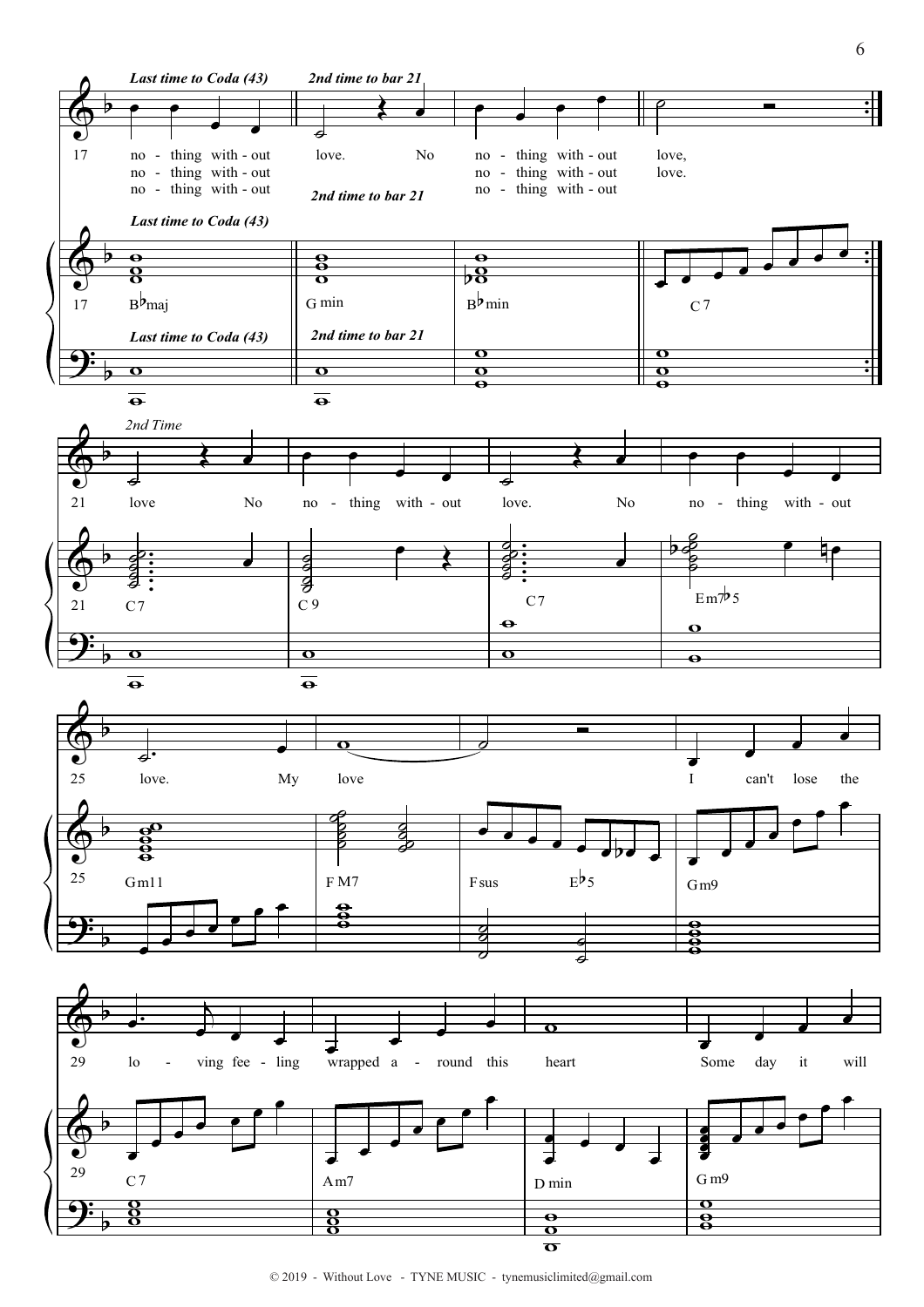*Last time to Coda (43)* *2nd time to bar 21*

17 no - thing with - out love. No no - thing with - out love,
no - thing with - out no - thing with - out love.
no - thing with - out no - thing with - out

B♭maj | G min | B♭min | C7

*2nd Time*

21 love No no - thing with - out love. No no - thing with - out

C7 | C9 | C7 | Em7♭5

25 love. My love I can't lose the

Gm11 | F M7 | Fsus E♭5 | Gm9

29 lo - ving fee - ling wrapped a - round this heart Some day it will

C7 | Am7 | D min | G m9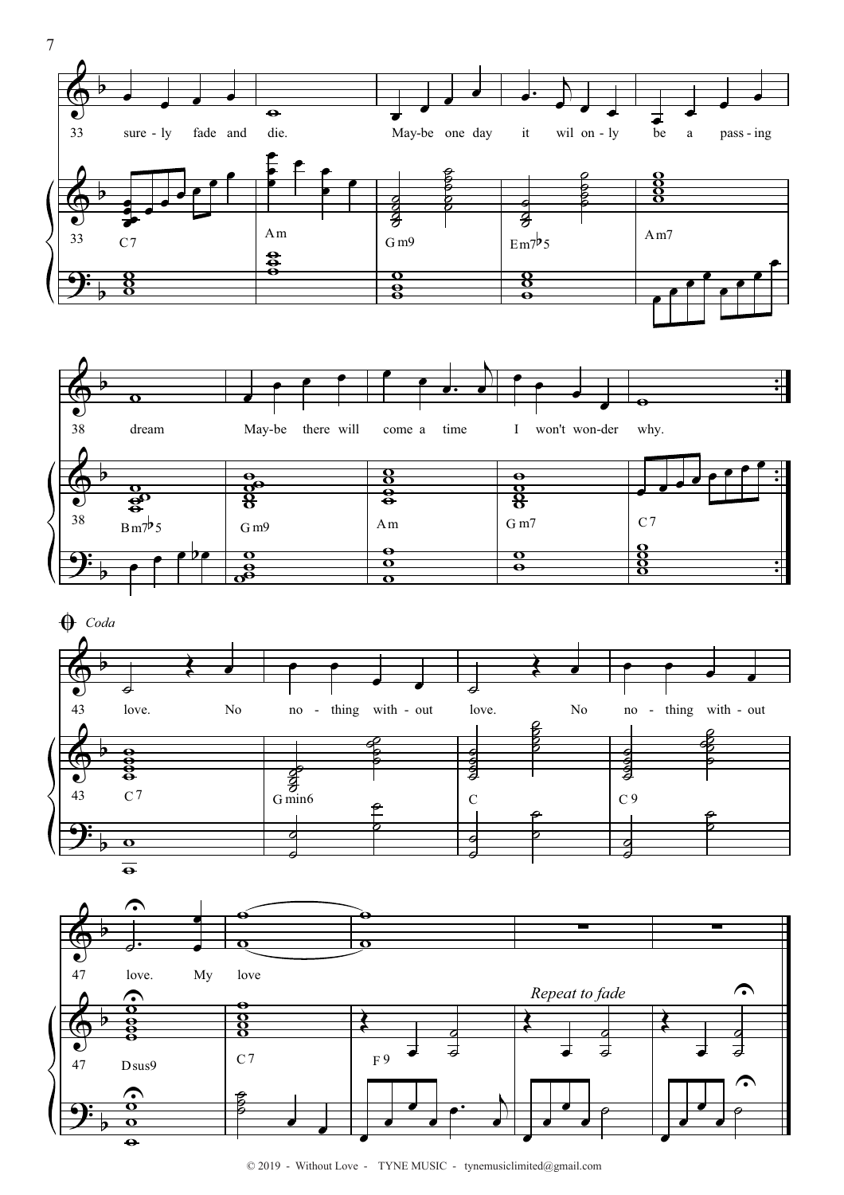33 sure - ly fade and die. May-be one day it wil on - ly be a pass - ing

C7 Am Gm9 Em7♭5 Am7

38 dream May-be there will come a time I won't won-der why.

Bm7♭5 Gm9 Am Gm7 C7

*Coda*

43 love. No no - thing with - out love. No no - thing with - out

C7 Gmin6 C C9

47 love. My love

Dsus9 C7 F9

*Repeat to fade*